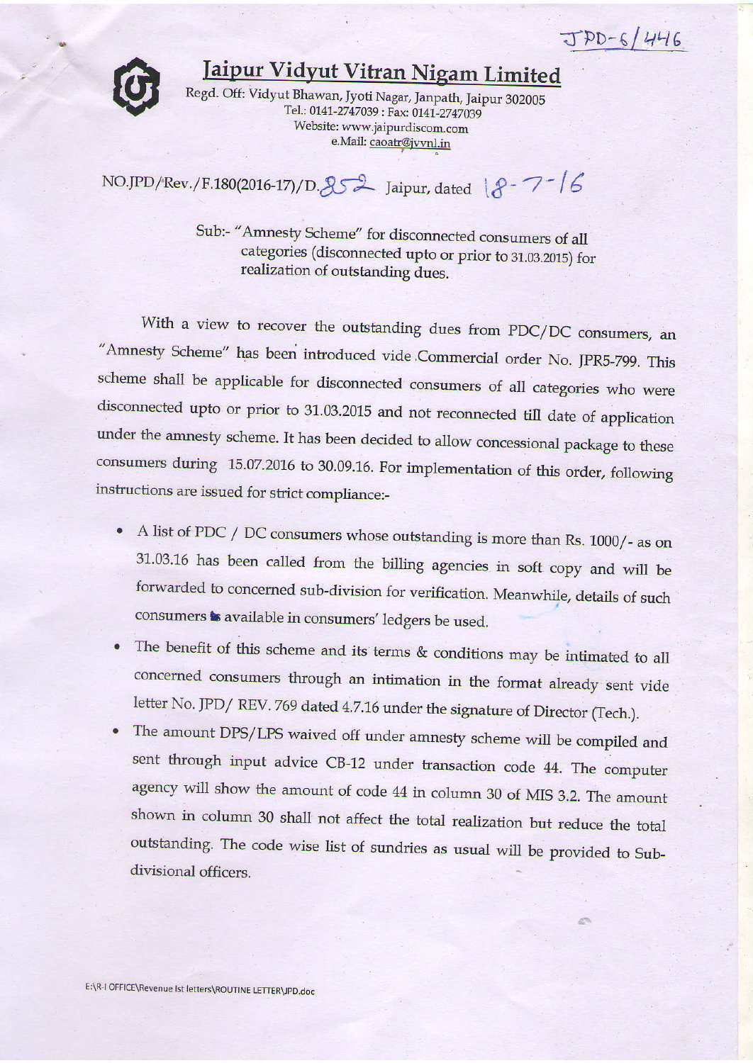JPD-6/446

# Jaipur Vidyut Vitran Nigam Limited

Regd. Off: Vidyut Bhawan, Jyoti Nagar, Janpath, Jaipur 302005
Tel.: 0141-2747039 : Fax: 0141-2747039
Website: www.jaipurdiscom.com
e.Mail: caoatr@jvvnl.in

NO.JPD/Rev./F.180(2016-17)/D.852 Jaipur, dated 18-7-16

Sub:- "Amnesty Scheme" for disconnected consumers of all categories (disconnected upto or prior to 31.03.2015) for realization of outstanding dues.

With a view to recover the outstanding dues from PDC/DC consumers, an "Amnesty Scheme" has been introduced vide Commercial order No. JPR5-799. This scheme shall be applicable for disconnected consumers of all categories who were disconnected upto or prior to 31.03.2015 and not reconnected till date of application under the amnesty scheme. It has been decided to allow concessional package to these consumers during 15.07.2016 to 30.09.16. For implementation of this order, following instructions are issued for strict compliance:-

- A list of PDC / DC consumers whose outstanding is more than Rs. 1000/- as on 31.03.16 has been called from the billing agencies in soft copy and will be forwarded to concerned sub-division for verification. Meanwhile, details of such consumers as available in consumers' ledgers be used.
- The benefit of this scheme and its terms & conditions may be intimated to all concerned consumers through an intimation in the format already sent vide letter No. JPD/ REV. 769 dated 4.7.16 under the signature of Director (Tech.).
- The amount DPS/LPS waived off under amnesty scheme will be compiled and sent through input advice CB-12 under transaction code 44. The computer agency will show the amount of code 44 in column 30 of MIS 3.2. The amount shown in column 30 shall not affect the total realization but reduce the total outstanding. The code wise list of sundries as usual will be provided to Sub-divisional officers.

E:\R-I OFFICE\Revenue Ist letters\ROUTINE LETTER\JPD.doc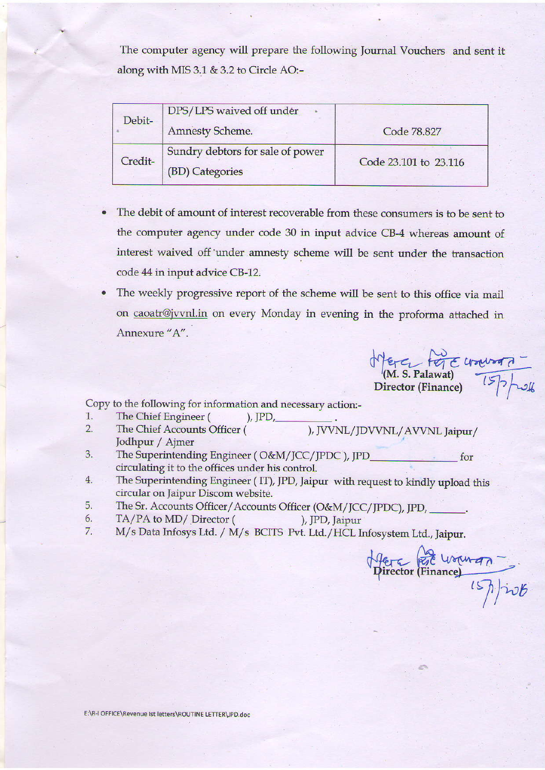The computer agency will prepare the following Journal Vouchers and sent it along with MIS 3.1 & 3.2 to Circle AO:-

| | | |
|---|---|---|
| Debit- | DPS/LPS waived off under Amnesty Scheme. | Code 78.827 |
| Credit- | Sundry debtors for sale of power (BD) Categories | Code 23.101 to 23.116 |

- The debit of amount of interest recoverable from these consumers is to be sent to the computer agency under code 30 in input advice CB-4 whereas amount of interest waived off under amnesty scheme will be sent under the transaction code 44 in input advice CB-12.
- The weekly progressive report of the scheme will be sent to this office via mail on caoatr@jvvnl.in on every Monday in evening in the proforma attached in Annexure "A".

(M. S. Palawat)
Director (Finance)
15/7/2016

Copy to the following for information and necessary action:-

1. The Chief Engineer ( ), JPD,\_\_\_\_\_\_\_\_\_\_.
2. The Chief Accounts Officer ( ), JVVNL/JDVVNL/AVVNL Jaipur/ Jodhpur / Ajmer
3. The Superintending Engineer ( O&M/JCC/JPDC ), JPD\_\_\_\_\_\_\_\_\_\_ for circulating it to the offices under his control.
4. The Superintending Engineer ( IT), JPD, Jaipur with request to kindly upload this circular on Jaipur Discom website.
5. The Sr. Accounts Officer/Accounts Officer (O&M/JCC/JPDC), JPD, \_\_\_\_\_\_.
6. TA/PA to MD/ Director ( ), JPD, Jaipur
7. M/s Data Infosys Ltd. / M/s BCITS Pvt. Ltd./HCL Infosystem Ltd., Jaipur.

Director (Finance)
15/7/2016

E:\R-I OFFICE\Revenue Ist letters\ROUTINE LETTER\JPD.doc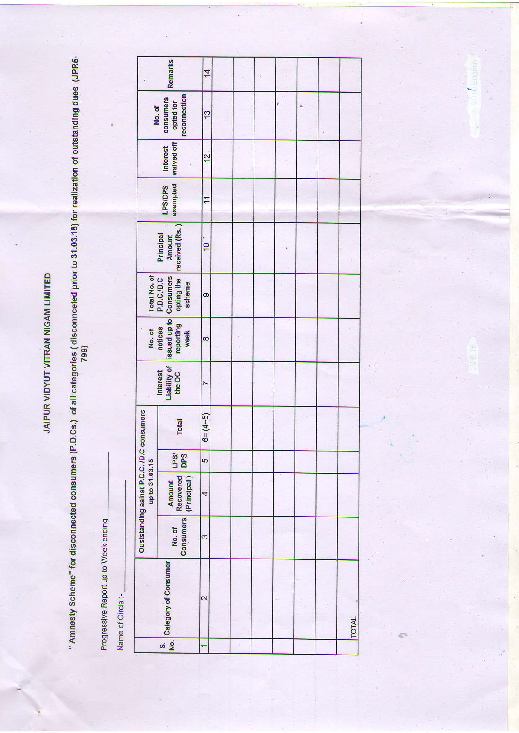# JAIPUR VIDYUT VITRAN NIGAM LIMITED

" Amnesty Scheme" for disconnected consumers (P.D.Cs.) of all categories ( disconnceted prior to 31.03.15) for realization of outstanding dues (JPR5-799)

Progressive Report up to Week ending ____________

Name of Circle :- ____________

| S. No. | Category of Consumer | Outstanding against P.D.C. /D.C consumers up to 31.03.15 | | | | Interest Liability of the DC | No. of notices issued up to reporting week | Total No. of P.D.C./D.C Consumers opting the scheme | Principal Amount received (Rs. ) | LPS/DPS exempted | Interest waived off | No. of consumers opted for reconnection | Remarks |
|---|---|---|---|---|---|---|---|---|---|---|---|---|---|
| | | No. of Consumers | Amount Recovered (Principal ) | LPS/ DPS | Total | | | | | | | | |
| 1 | 2 | 3 | 4 | 5 | 6= (4+5) | 7 | 8 | 9 | 10 | 11 | 12 | 13 | 14 |
| | | | | | | | | | | | | | |
| | | | | | | | | | | | | | |
| | | | | | | | | | | | | | |
| | | | | | | | | | | | | | |
| | | | | | | | | | | | | | |
| | | | | | | | | | | | | | |
| | TOTAL | | | | | | | | | | | | |